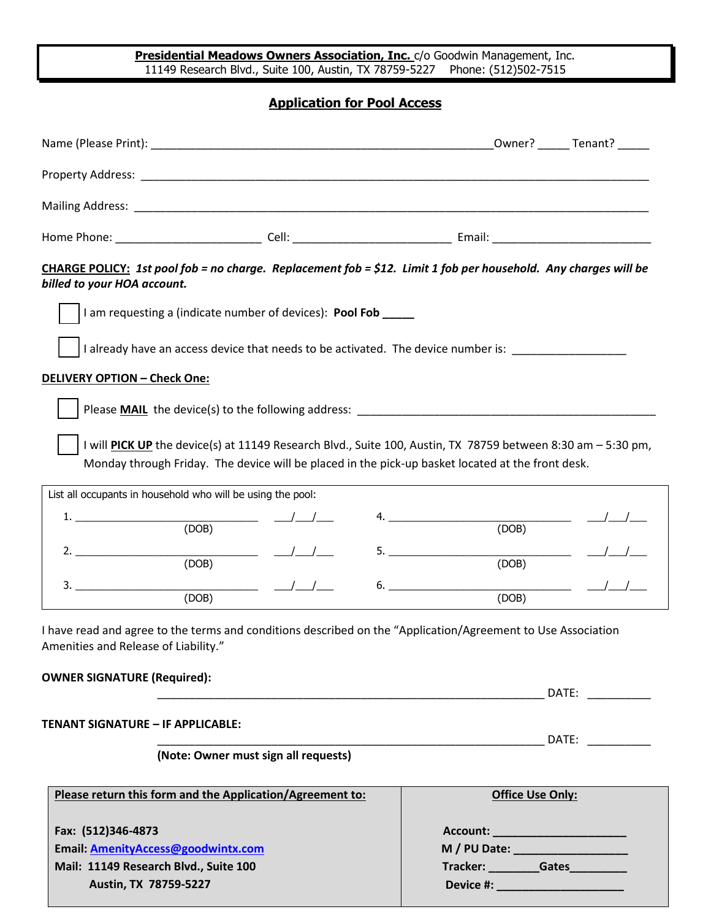**Presidential Meadows Owners Association, Inc.** c/o Goodwin Management, Inc.
11149 Research Blvd., Suite 100, Austin, TX 78759-5227 Phone: (512)502-7515

## Application for Pool Access

Name (Please Print): ________________________________________________Owner? _____ Tenant? _____

Property Address: ______________________________________________________________________

Mailing Address: _______________________________________________________________________

Home Phone: ______________________ Cell: ________________________ Email: ________________________

**CHARGE POLICY:** ***1st pool fob = no charge. Replacement fob = $12. Limit 1 fob per household. Any charges will be billed to your HOA account.***

☐ I am requesting a (indicate number of devices): **Pool Fob _____**

☐ I already have an access device that needs to be activated. The device number is: _________________

**DELIVERY OPTION – Check One:**

☐ Please **MAIL** the device(s) to the following address: ____________________________________________

☐ I will **PICK UP** the device(s) at 11149 Research Blvd., Suite 100, Austin, TX 78759 between 8:30 am – 5:30 pm, Monday through Friday. The device will be placed in the pick-up basket located at the front desk.

List all occupants in household who will be using the pool:

| # | Name | (DOB) | # | Name | (DOB) |
|---|---|---|---|---|---|
| 1. | ______________________________ | ___/___/___ | 4. | ______________________________ | ___/___/___ |
| 2. | ______________________________ | ___/___/___ | 5. | ______________________________ | ___/___/___ |
| 3. | ______________________________ | ___/___/___ | 6. | ______________________________ | ___/___/___ |

I have read and agree to the terms and conditions described on the "Application/Agreement to Use Association Amenities and Release of Liability."

**OWNER SIGNATURE (Required):**

_____________________________________________________________ DATE: __________

**TENANT SIGNATURE – IF APPLICABLE:**

_____________________________________________________________ DATE: __________

**(Note: Owner must sign all requests)**

| **Please return this form and the Application/Agreement to:** | **Office Use Only:** |
|---|---|
| **Fax: (512)346-4873** | **Account: ____________________** |
| **Email: AmenityAccess@goodwintx.com** | **M / PU Date: _________________** |
| **Mail: 11149 Research Blvd., Suite 100** | **Tracker: ________Gates_________** |
| **Austin, TX 78759-5227** | **Device #: ____________________** |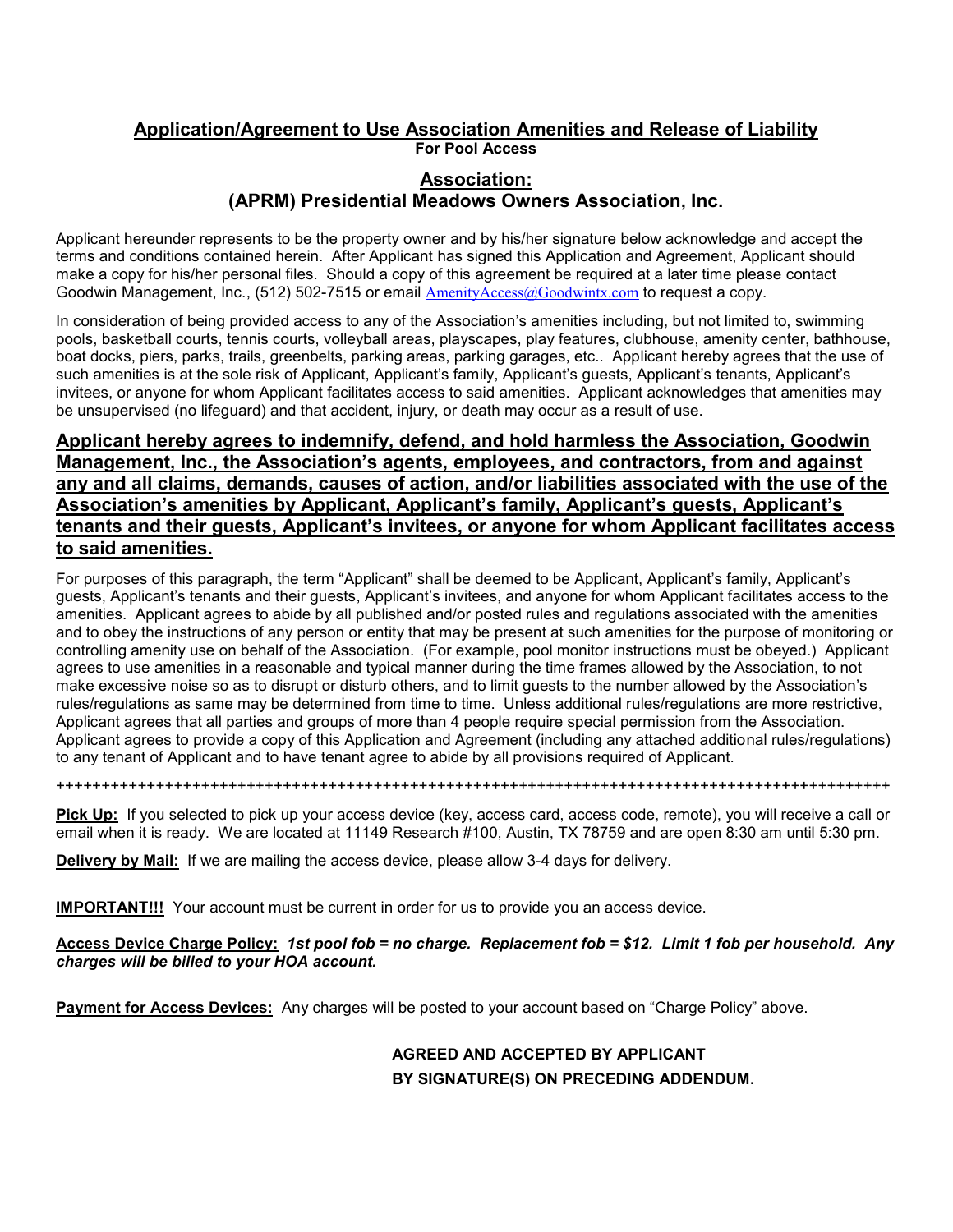## **Application/Agreement to Use Association Amenities and Release of Liability**

**For Pool Access**

## **Association:**
## **(APRM) Presidential Meadows Owners Association, Inc.**

Applicant hereunder represents to be the property owner and by his/her signature below acknowledge and accept the terms and conditions contained herein. After Applicant has signed this Application and Agreement, Applicant should make a copy for his/her personal files. Should a copy of this agreement be required at a later time please contact Goodwin Management, Inc., (512) 502-7515 or email AmenityAccess@Goodwintx.com to request a copy.

In consideration of being provided access to any of the Association's amenities including, but not limited to, swimming pools, basketball courts, tennis courts, volleyball areas, playscapes, play features, clubhouse, amenity center, bathhouse, boat docks, piers, parks, trails, greenbelts, parking areas, parking garages, etc.. Applicant hereby agrees that the use of such amenities is at the sole risk of Applicant, Applicant's family, Applicant's guests, Applicant's tenants, Applicant's invitees, or anyone for whom Applicant facilitates access to said amenities. Applicant acknowledges that amenities may be unsupervised (no lifeguard) and that accident, injury, or death may occur as a result of use.

**Applicant hereby agrees to indemnify, defend, and hold harmless the Association, Goodwin Management, Inc., the Association's agents, employees, and contractors, from and against any and all claims, demands, causes of action, and/or liabilities associated with the use of the Association's amenities by Applicant, Applicant's family, Applicant's guests, Applicant's tenants and their guests, Applicant's invitees, or anyone for whom Applicant facilitates access to said amenities.**

For purposes of this paragraph, the term "Applicant" shall be deemed to be Applicant, Applicant's family, Applicant's guests, Applicant's tenants and their guests, Applicant's invitees, and anyone for whom Applicant facilitates access to the amenities. Applicant agrees to abide by all published and/or posted rules and regulations associated with the amenities and to obey the instructions of any person or entity that may be present at such amenities for the purpose of monitoring or controlling amenity use on behalf of the Association. (For example, pool monitor instructions must be obeyed.) Applicant agrees to use amenities in a reasonable and typical manner during the time frames allowed by the Association, to not make excessive noise so as to disrupt or disturb others, and to limit guests to the number allowed by the Association's rules/regulations as same may be determined from time to time. Unless additional rules/regulations are more restrictive, Applicant agrees that all parties and groups of more than 4 people require special permission from the Association. Applicant agrees to provide a copy of this Application and Agreement (including any attached additional rules/regulations) to any tenant of Applicant and to have tenant agree to abide by all provisions required of Applicant.

++++++++++++++++++++++++++++++++++++++++++++++++++++++++++++++++++++++++++++++++++++++++++++++++

**Pick Up:** If you selected to pick up your access device (key, access card, access code, remote), you will receive a call or email when it is ready. We are located at 11149 Research #100, Austin, TX 78759 and are open 8:30 am until 5:30 pm.

**Delivery by Mail:** If we are mailing the access device, please allow 3-4 days for delivery.

**IMPORTANT!!!** Your account must be current in order for us to provide you an access device.

**Access Device Charge Policy:** ***1st pool fob = no charge. Replacement fob = $12. Limit 1 fob per household. Any charges will be billed to your HOA account.***

**Payment for Access Devices:** Any charges will be posted to your account based on "Charge Policy" above.

**AGREED AND ACCEPTED BY APPLICANT BY SIGNATURE(S) ON PRECEDING ADDENDUM.**